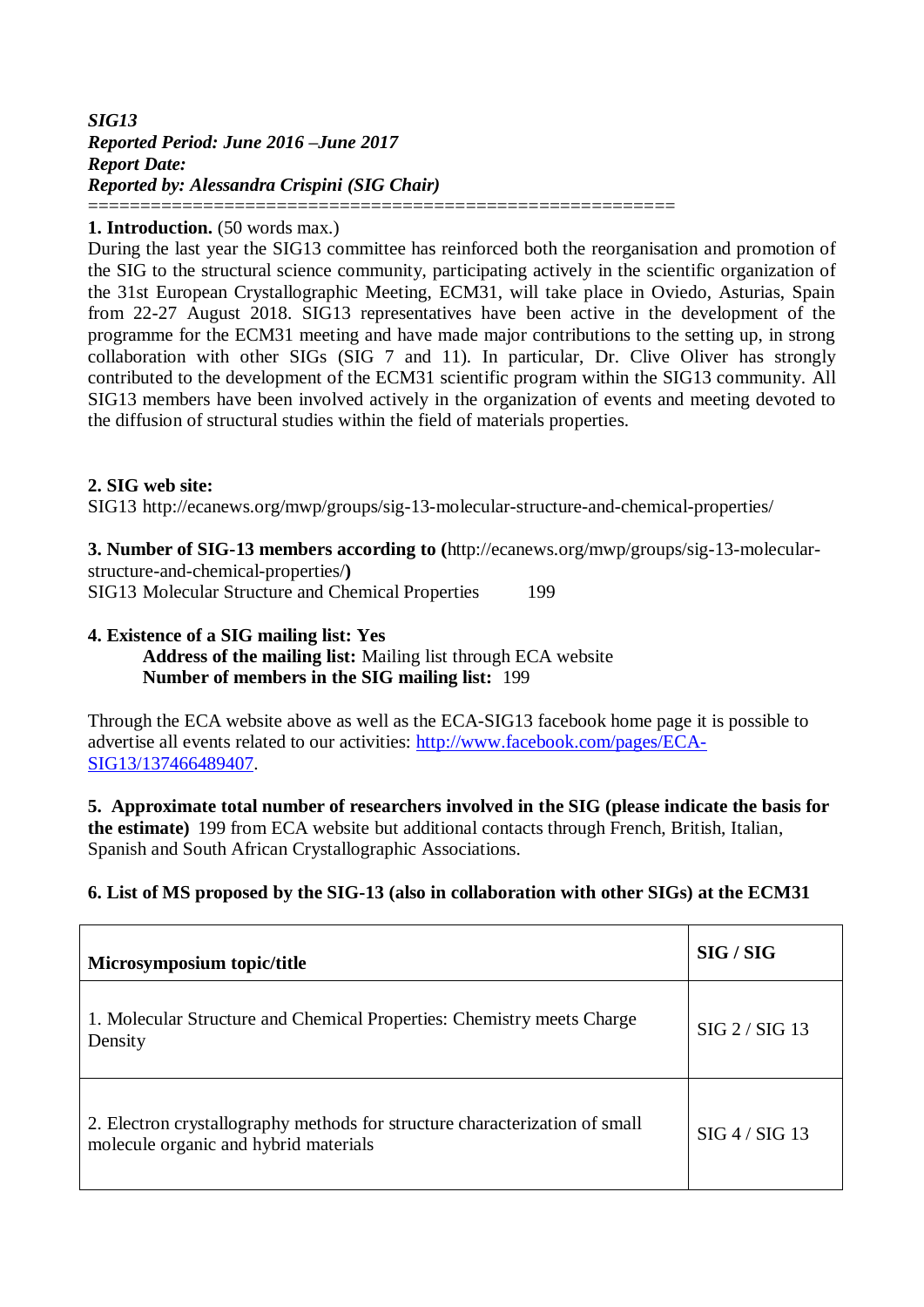***SIG13***
***Reported Period: June 2016 –June 2017***
***Report Date:***
***Reported by: Alessandra Crispini (SIG Chair)***

========================================================

**1. Introduction.** (50 words max.)

During the last year the SIG13 committee has reinforced both the reorganisation and promotion of the SIG to the structural science community, participating actively in the scientific organization of the 31st European Crystallographic Meeting, ECM31, will take place in Oviedo, Asturias, Spain from 22-27 August 2018. SIG13 representatives have been active in the development of the programme for the ECM31 meeting and have made major contributions to the setting up, in strong collaboration with other SIGs (SIG 7 and 11). In particular, Dr. Clive Oliver has strongly contributed to the development of the ECM31 scientific program within the SIG13 community. All SIG13 members have been involved actively in the organization of events and meeting devoted to the diffusion of structural studies within the field of materials properties.

**2. SIG web site:**

SIG13 http://ecanews.org/mwp/groups/sig-13-molecular-structure-and-chemical-properties/

**3. Number of SIG-13 members according to (**http://ecanews.org/mwp/groups/sig-13-molecular-structure-and-chemical-properties/**)**

SIG13 Molecular Structure and Chemical Properties 199

**4. Existence of a SIG mailing list: Yes**

**Address of the mailing list:** Mailing list through ECA website
**Number of members in the SIG mailing list:** 199

Through the ECA website above as well as the ECA-SIG13 facebook home page it is possible to advertise all events related to our activities: [http://www.facebook.com/pages/ECA-SIG13/137466489407](http://www.facebook.com/pages/ECA-SIG13/137466489407).

**5. Approximate total number of researchers involved in the SIG (please indicate the basis for the estimate)** 199 from ECA website but additional contacts through French, British, Italian, Spanish and South African Crystallographic Associations.

**6. List of MS proposed by the SIG-13 (also in collaboration with other SIGs) at the ECM31**

| **Microsymposium topic/title** | **SIG / SIG** |
|---|---|
| 1. Molecular Structure and Chemical Properties: Chemistry meets Charge Density | SIG 2 / SIG 13 |
| 2. Electron crystallography methods for structure characterization of small molecule organic and hybrid materials | SIG 4 / SIG 13 |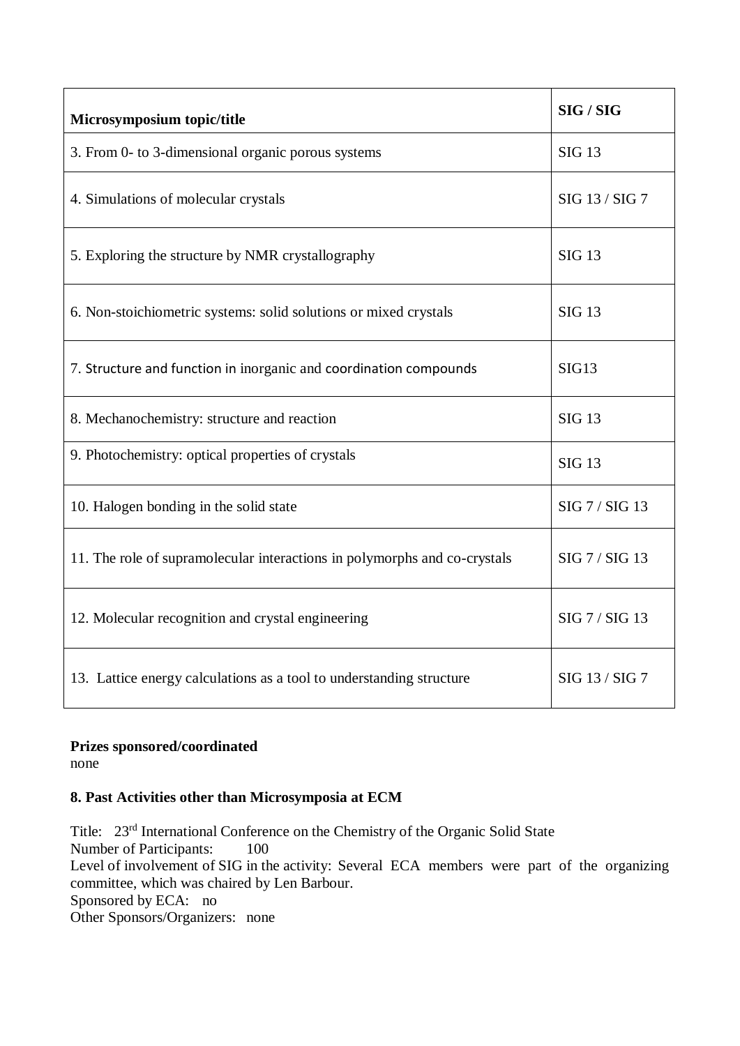| Microsymposium topic/title | SIG / SIG |
|---|---|
| 3. From 0- to 3-dimensional organic porous systems | SIG 13 |
| 4. Simulations of molecular crystals | SIG 13 / SIG 7 |
| 5. Exploring the structure by NMR crystallography | SIG 13 |
| 6. Non-stoichiometric systems: solid solutions or mixed crystals | SIG 13 |
| 7. Structure and function in inorganic and coordination compounds | SIG13 |
| 8. Mechanochemistry: structure and reaction | SIG 13 |
| 9. Photochemistry: optical properties of crystals | SIG 13 |
| 10. Halogen bonding in the solid state | SIG 7 / SIG 13 |
| 11. The role of supramolecular interactions in polymorphs and co-crystals | SIG 7 / SIG 13 |
| 12. Molecular recognition and crystal engineering | SIG 7 / SIG 13 |
| 13. Lattice energy calculations as a tool to understanding structure | SIG 13 / SIG 7 |

**Prizes sponsored/coordinated**
none

### 8. Past Activities other than Microsymposia at ECM

Title: 23rd International Conference on the Chemistry of the Organic Solid State
Number of Participants: 100
Level of involvement of SIG in the activity: Several ECA members were part of the organizing committee, which was chaired by Len Barbour.
Sponsored by ECA: no
Other Sponsors/Organizers: none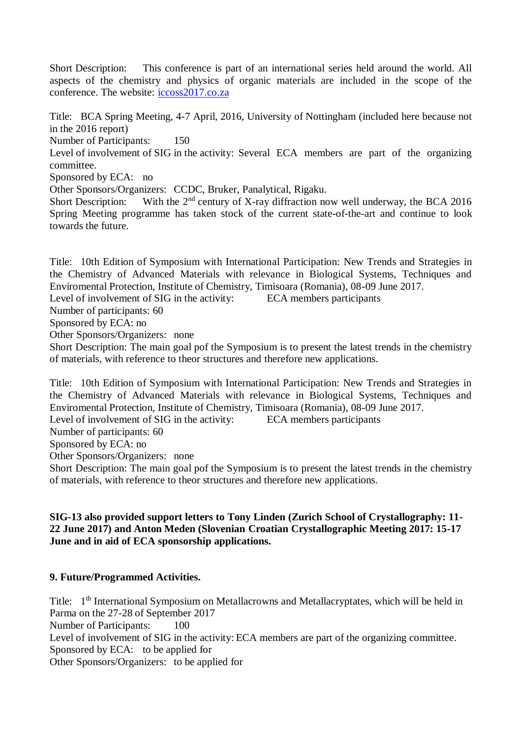Short Description: This conference is part of an international series held around the world. All aspects of the chemistry and physics of organic materials are included in the scope of the conference. The website: [iccoss2017.co.za](iccoss2017.co.za)

Title: BCA Spring Meeting, 4-7 April, 2016, University of Nottingham (included here because not in the 2016 report)
Number of Participants: 150
Level of involvement of SIG in the activity: Several ECA members are part of the organizing committee.
Sponsored by ECA: no
Other Sponsors/Organizers: CCDC, Bruker, Panalytical, Rigaku.
Short Description: With the 2nd century of X-ray diffraction now well underway, the BCA 2016 Spring Meeting programme has taken stock of the current state-of-the-art and continue to look towards the future.

Title: 10th Edition of Symposium with International Participation: New Trends and Strategies in the Chemistry of Advanced Materials with relevance in Biological Systems, Techniques and Enviromental Protection, Institute of Chemistry, Timisoara (Romania), 08-09 June 2017.
Level of involvement of SIG in the activity: ECA members participants
Number of participants: 60
Sponsored by ECA: no
Other Sponsors/Organizers: none
Short Description: The main goal pof the Symposium is to present the latest trends in the chemistry of materials, with reference to theor structures and therefore new applications.

Title: 10th Edition of Symposium with International Participation: New Trends and Strategies in the Chemistry of Advanced Materials with relevance in Biological Systems, Techniques and Enviromental Protection, Institute of Chemistry, Timisoara (Romania), 08-09 June 2017.
Level of involvement of SIG in the activity: ECA members participants
Number of participants: 60
Sponsored by ECA: no
Other Sponsors/Organizers: none
Short Description: The main goal pof the Symposium is to present the latest trends in the chemistry of materials, with reference to theor structures and therefore new applications.

**SIG-13 also provided support letters to Tony Linden (Zurich School of Crystallography: 11-22 June 2017) and Anton Meden (Slovenian Croatian Crystallographic Meeting 2017: 15-17 June and in aid of ECA sponsorship applications.**

### 9. Future/Programmed Activities.

Title: 1th International Symposium on Metallacrowns and Metallacryptates, which will be held in Parma on the 27-28 of September 2017
Number of Participants: 100
Level of involvement of SIG in the activity: ECA members are part of the organizing committee.
Sponsored by ECA: to be applied for
Other Sponsors/Organizers: to be applied for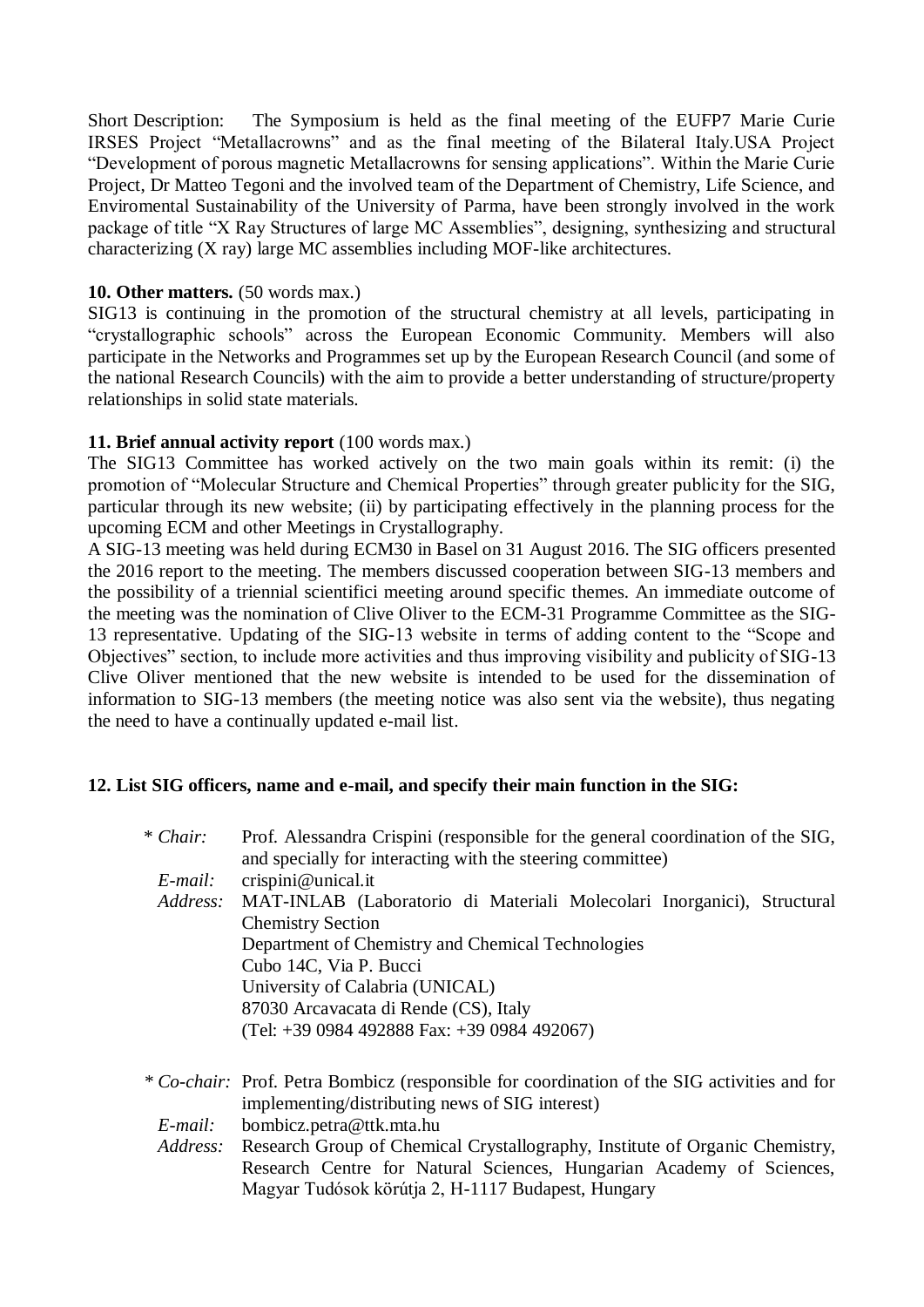Short Description: The Symposium is held as the final meeting of the EUFP7 Marie Curie IRSES Project "Metallacrowns" and as the final meeting of the Bilateral Italy.USA Project "Development of porous magnetic Metallacrowns for sensing applications". Within the Marie Curie Project, Dr Matteo Tegoni and the involved team of the Department of Chemistry, Life Science, and Enviromental Sustainability of the University of Parma, have been strongly involved in the work package of title "X Ray Structures of large MC Assemblies", designing, synthesizing and structural characterizing (X ray) large MC assemblies including MOF-like architectures.

**10. Other matters.** (50 words max.)

SIG13 is continuing in the promotion of the structural chemistry at all levels, participating in "crystallographic schools" across the European Economic Community. Members will also participate in the Networks and Programmes set up by the European Research Council (and some of the national Research Councils) with the aim to provide a better understanding of structure/property relationships in solid state materials.

**11. Brief annual activity report** (100 words max.)

The SIG13 Committee has worked actively on the two main goals within its remit: (i) the promotion of "Molecular Structure and Chemical Properties" through greater publicity for the SIG, particular through its new website; (ii) by participating effectively in the planning process for the upcoming ECM and other Meetings in Crystallography.

A SIG-13 meeting was held during ECM30 in Basel on 31 August 2016. The SIG officers presented the 2016 report to the meeting. The members discussed cooperation between SIG-13 members and the possibility of a triennial scientifici meeting around specific themes. An immediate outcome of the meeting was the nomination of Clive Oliver to the ECM-31 Programme Committee as the SIG-13 representative. Updating of the SIG-13 website in terms of adding content to the "Scope and Objectives" section, to include more activities and thus improving visibility and publicity of SIG-13 Clive Oliver mentioned that the new website is intended to be used for the dissemination of information to SIG-13 members (the meeting notice was also sent via the website), thus negating the need to have a continually updated e-mail list.

**12. List SIG officers, name and e-mail, and specify their main function in the SIG:**

\* *Chair:* Prof. Alessandra Crispini (responsible for the general coordination of the SIG, and specially for interacting with the steering committee)
*E-mail:* crispini@unical.it
*Address:* MAT-INLAB (Laboratorio di Materiali Molecolari Inorganici), Structural Chemistry Section
Department of Chemistry and Chemical Technologies
Cubo 14C, Via P. Bucci
University of Calabria (UNICAL)
87030 Arcavacata di Rende (CS), Italy
(Tel: +39 0984 492888 Fax: +39 0984 492067)

\* *Co-chair:* Prof. Petra Bombicz (responsible for coordination of the SIG activities and for implementing/distributing news of SIG interest)
*E-mail:* bombicz.petra@ttk.mta.hu
*Address:* Research Group of Chemical Crystallography, Institute of Organic Chemistry, Research Centre for Natural Sciences, Hungarian Academy of Sciences, Magyar Tudósok körútja 2, H-1117 Budapest, Hungary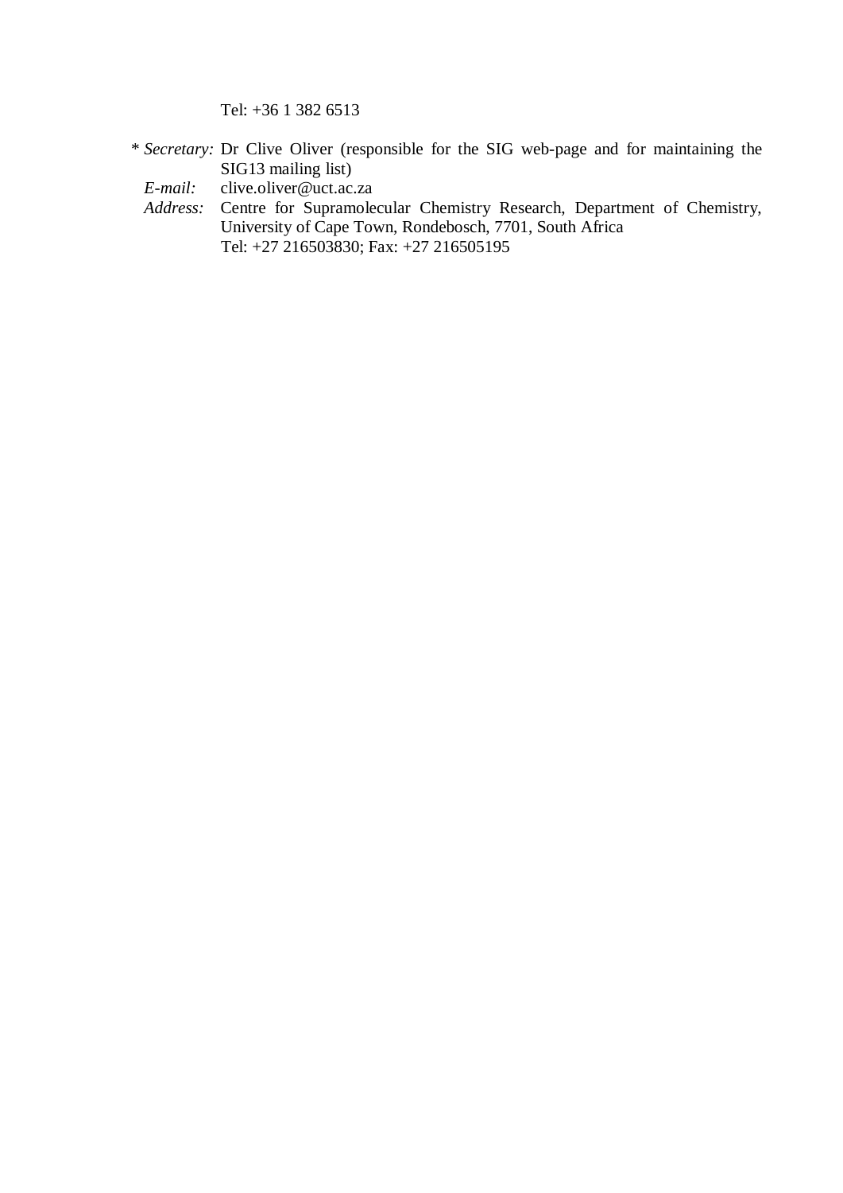Tel: +36 1 382 6513

\* *Secretary:* Dr Clive Oliver (responsible for the SIG web-page and for maintaining the SIG13 mailing list)
*E-mail:* clive.oliver@uct.ac.za
*Address:* Centre for Supramolecular Chemistry Research, Department of Chemistry, University of Cape Town, Rondebosch, 7701, South Africa
Tel: +27 216503830; Fax: +27 216505195